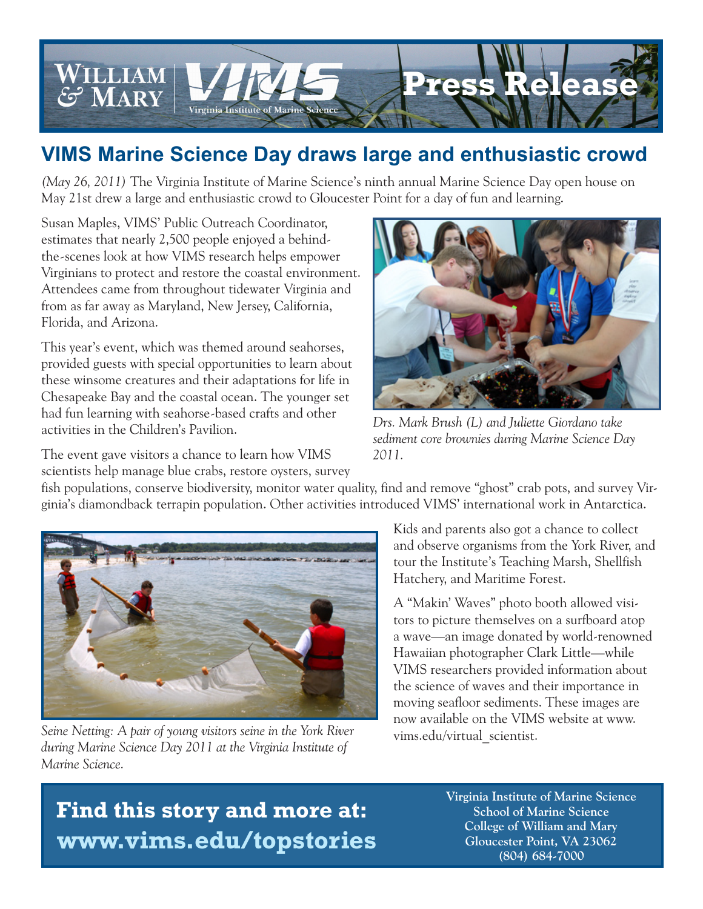# VIMS Marine Science Day draws large and enthusiastic crowd

*(May 26, 2011)* The Virginia Institute of Marine Science's ninth annual Marine Science Day open house on May 21st drew a large and enthusiastic crowd to Gloucester Point for a day of fun and learning.

Susan Maples, VIMS' Public Outreach Coordinator, estimates that nearly 2,500 people enjoyed a behind-the-scenes look at how VIMS research helps empower Virginians to protect and restore the coastal environment. Attendees came from throughout tidewater Virginia and from as far away as Maryland, New Jersey, California, Florida, and Arizona.

This year's event, which was themed around seahorses, provided guests with special opportunities to learn about these winsome creatures and their adaptations for life in Chesapeake Bay and the coastal ocean. The younger set had fun learning with seahorse-based crafts and other activities in the Children's Pavilion.

*Drs. Mark Brush (L) and Juliette Giordano take sediment core brownies during Marine Science Day 2011.*

The event gave visitors a chance to learn how VIMS scientists help manage blue crabs, restore oysters, survey fish populations, conserve biodiversity, monitor water quality, find and remove "ghost" crab pots, and survey Virginia's diamondback terrapin population. Other activities introduced VIMS' international work in Antarctica.

*Seine Netting: A pair of young visitors seine in the York River during Marine Science Day 2011 at the Virginia Institute of Marine Science.*

Kids and parents also got a chance to collect and observe organisms from the York River, and tour the Institute's Teaching Marsh, Shellfish Hatchery, and Maritime Forest.

A "Makin' Waves" photo booth allowed visitors to picture themselves on a surfboard atop a wave—an image donated by world-renowned Hawaiian photographer Clark Little—while VIMS researchers provided information about the science of waves and their importance in moving seafloor sediments. These images are now available on the VIMS website at www.vims.edu/virtual_scientist.

**Find this story and more at: www.vims.edu/topstories**

**Virginia Institute of Marine Science**
**School of Marine Science**
**College of William and Mary**
**Gloucester Point, VA 23062**
**(804) 684-7000**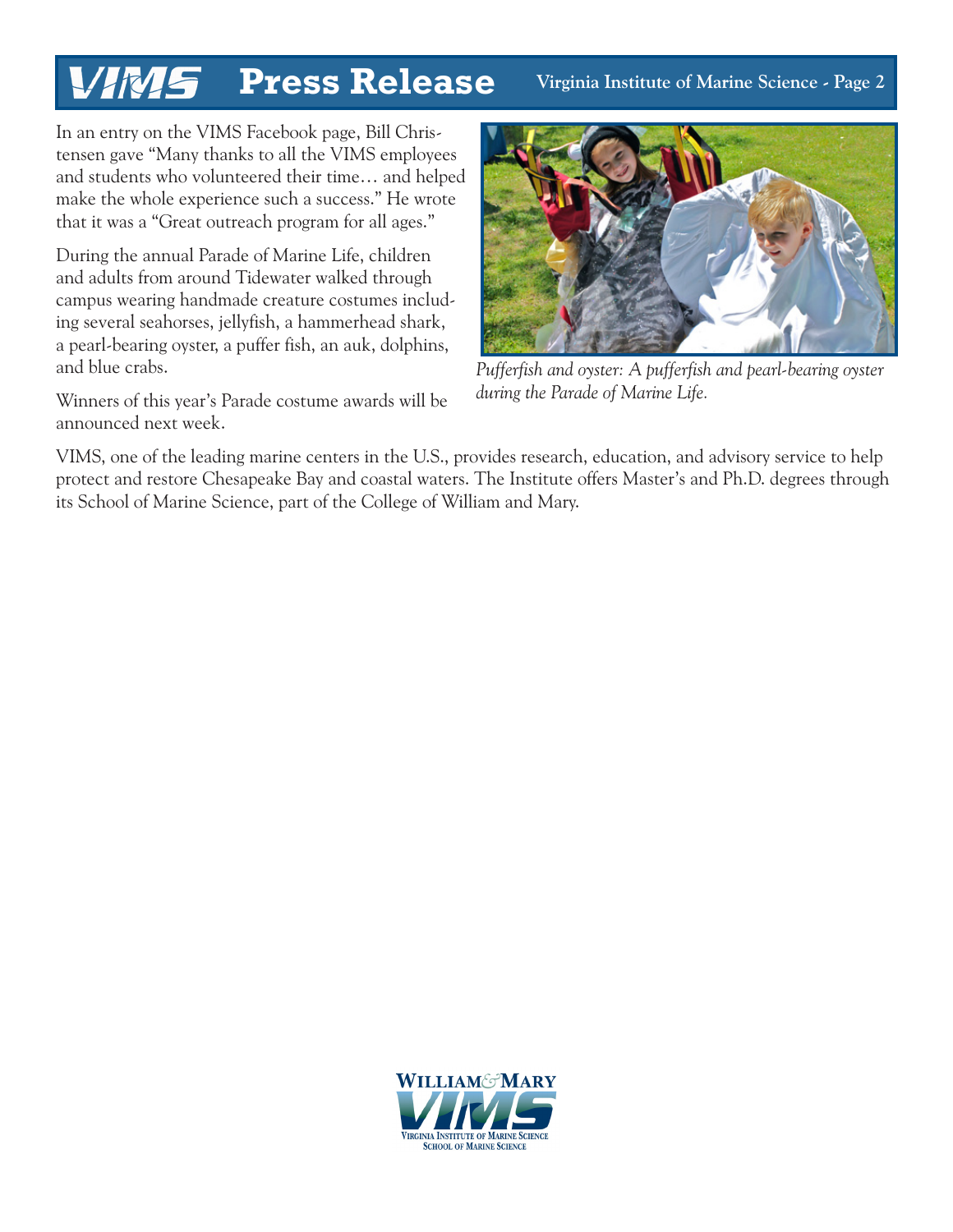In an entry on the VIMS Facebook page, Bill Christensen gave "Many thanks to all the VIMS employees and students who volunteered their time… and helped make the whole experience such a success." He wrote that it was a "Great outreach program for all ages."

During the annual Parade of Marine Life, children and adults from around Tidewater walked through campus wearing handmade creature costumes including several seahorses, jellyfish, a hammerhead shark, a pearl-bearing oyster, a puffer fish, an auk, dolphins, and blue crabs.

Winners of this year's Parade costume awards will be announced next week.

*Pufferfish and oyster: A pufferfish and pearl-bearing oyster during the Parade of Marine Life.*

VIMS, one of the leading marine centers in the U.S., provides research, education, and advisory service to help protect and restore Chesapeake Bay and coastal waters. The Institute offers Master's and Ph.D. degrees through its School of Marine Science, part of the College of William and Mary.

WILLIAM & MARY
VIMS
VIRGINIA INSTITUTE OF MARINE SCIENCE
SCHOOL OF MARINE SCIENCE